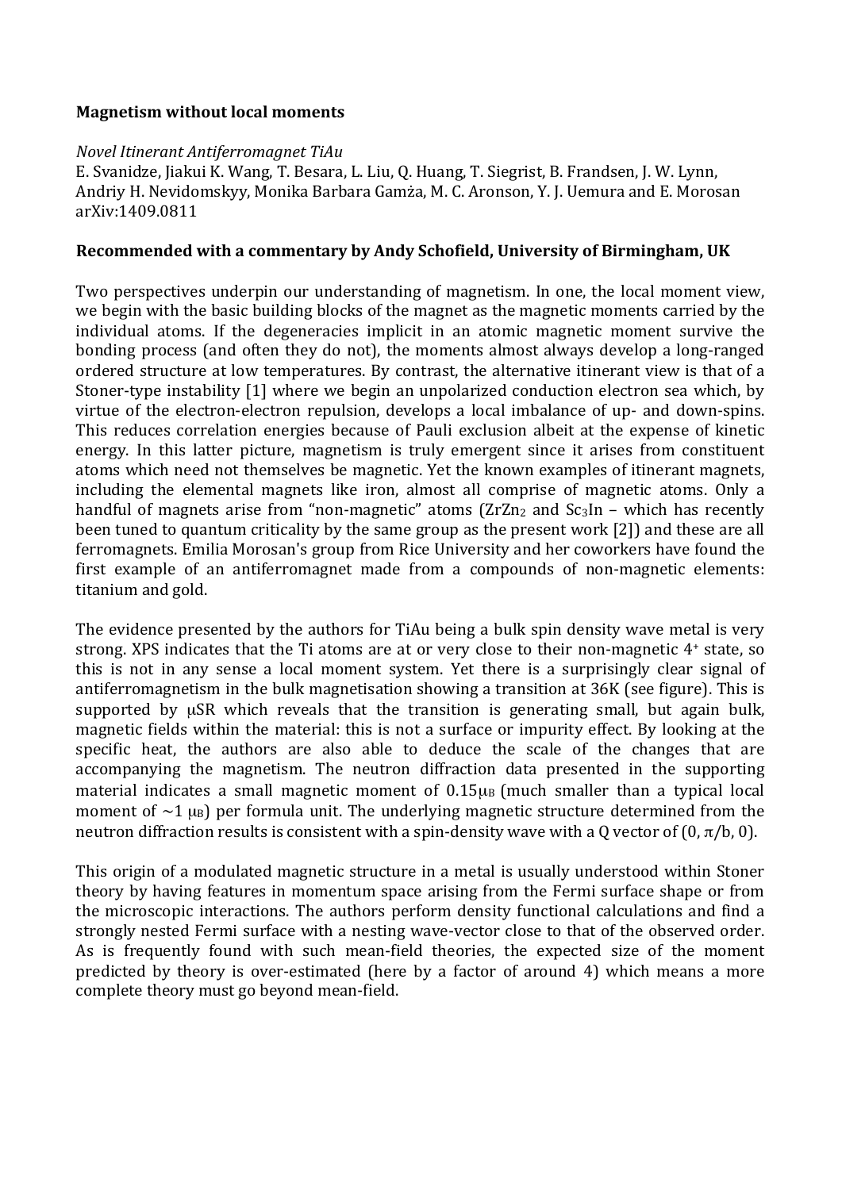**Magnetism without local moments**

*Novel Itinerant Antiferromagnet TiAu*
E. Svanidze, Jiakui K. Wang, T. Besara, L. Liu, Q. Huang, T. Siegrist, B. Frandsen, J. W. Lynn, Andriy H. Nevidomskyy, Monika Barbara Gamża, M. C. Aronson, Y. J. Uemura and E. Morosan
arXiv:1409.0811

**Recommended with a commentary by Andy Schofield, University of Birmingham, UK**

Two perspectives underpin our understanding of magnetism. In one, the local moment view, we begin with the basic building blocks of the magnet as the magnetic moments carried by the individual atoms. If the degeneracies implicit in an atomic magnetic moment survive the bonding process (and often they do not), the moments almost always develop a long-ranged ordered structure at low temperatures. By contrast, the alternative itinerant view is that of a Stoner-type instability [1] where we begin an unpolarized conduction electron sea which, by virtue of the electron-electron repulsion, develops a local imbalance of up- and down-spins. This reduces correlation energies because of Pauli exclusion albeit at the expense of kinetic energy. In this latter picture, magnetism is truly emergent since it arises from constituent atoms which need not themselves be magnetic. Yet the known examples of itinerant magnets, including the elemental magnets like iron, almost all comprise of magnetic atoms. Only a handful of magnets arise from "non-magnetic" atoms ($ZrZn_2$ and $Sc_3In$ – which has recently been tuned to quantum criticality by the same group as the present work [2]) and these are all ferromagnets. Emilia Morosan's group from Rice University and her coworkers have found the first example of an antiferromagnet made from a compounds of non-magnetic elements: titanium and gold.

The evidence presented by the authors for TiAu being a bulk spin density wave metal is very strong. XPS indicates that the Ti atoms are at or very close to their non-magnetic $4^+$ state, so this is not in any sense a local moment system. Yet there is a surprisingly clear signal of antiferromagnetism in the bulk magnetisation showing a transition at 36K (see figure). This is supported by μSR which reveals that the transition is generating small, but again bulk, magnetic fields within the material: this is not a surface or impurity effect. By looking at the specific heat, the authors are also able to deduce the scale of the changes that are accompanying the magnetism. The neutron diffraction data presented in the supporting material indicates a small magnetic moment of $0.15\mu_B$ (much smaller than a typical local moment of $\sim 1\ \mu_B$) per formula unit. The underlying magnetic structure determined from the neutron diffraction results is consistent with a spin-density wave with a Q vector of $(0, \pi/b, 0)$.

This origin of a modulated magnetic structure in a metal is usually understood within Stoner theory by having features in momentum space arising from the Fermi surface shape or from the microscopic interactions. The authors perform density functional calculations and find a strongly nested Fermi surface with a nesting wave-vector close to that of the observed order. As is frequently found with such mean-field theories, the expected size of the moment predicted by theory is over-estimated (here by a factor of around 4) which means a more complete theory must go beyond mean-field.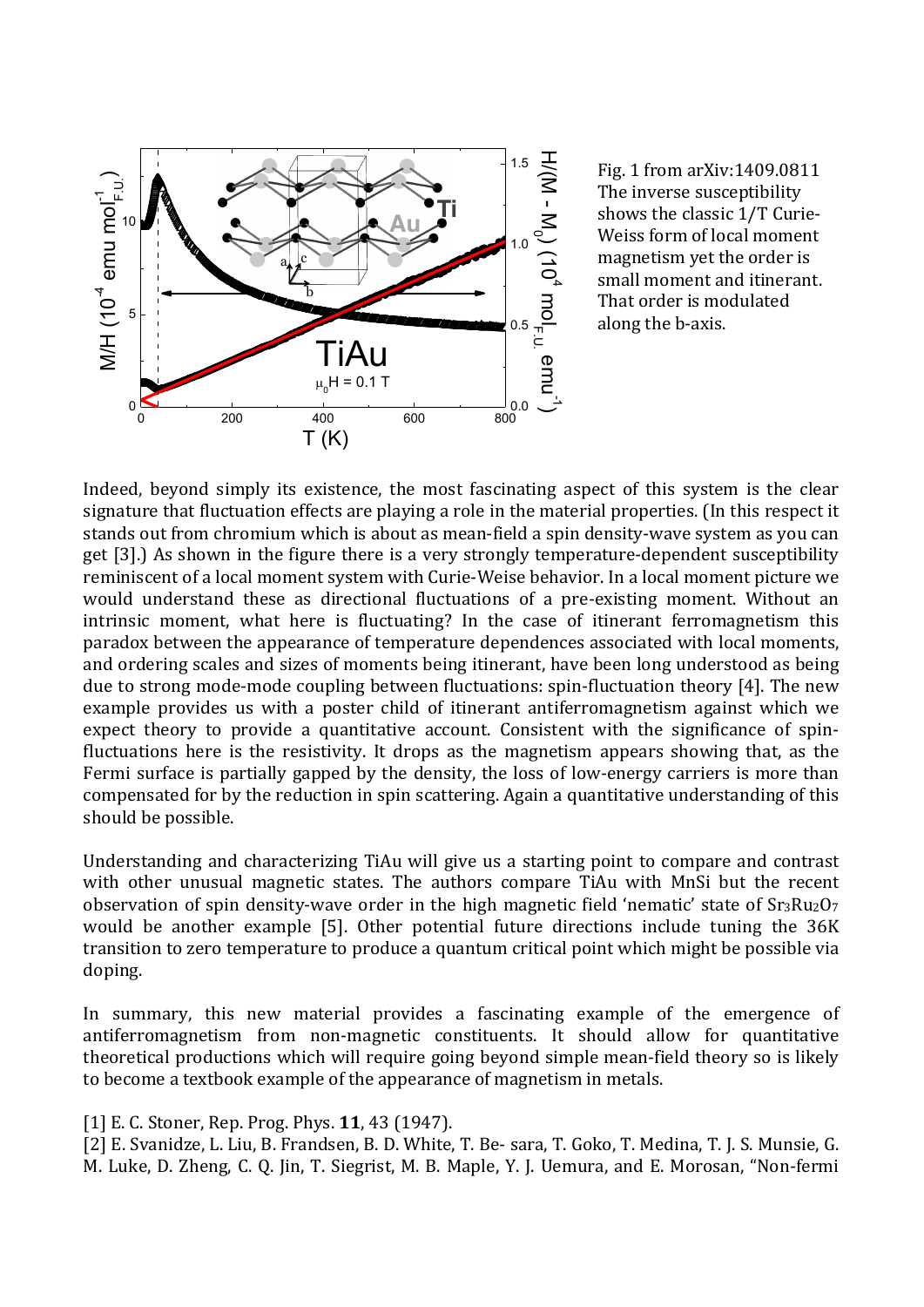Fig. 1 from arXiv:1409.0811 The inverse susceptibility shows the classic 1/T Curie-Weiss form of local moment magnetism yet the order is small moment and itinerant. That order is modulated along the b-axis.

Indeed, beyond simply its existence, the most fascinating aspect of this system is the clear signature that fluctuation effects are playing a role in the material properties. (In this respect it stands out from chromium which is about as mean-field a spin density-wave system as you can get [3].) As shown in the figure there is a very strongly temperature-dependent susceptibility reminiscent of a local moment system with Curie-Weise behavior. In a local moment picture we would understand these as directional fluctuations of a pre-existing moment. Without an intrinsic moment, what here is fluctuating? In the case of itinerant ferromagnetism this paradox between the appearance of temperature dependences associated with local moments, and ordering scales and sizes of moments being itinerant, have been long understood as being due to strong mode-mode coupling between fluctuations: spin-fluctuation theory [4]. The new example provides us with a poster child of itinerant antiferromagnetism against which we expect theory to provide a quantitative account. Consistent with the significance of spin-fluctuations here is the resistivity. It drops as the magnetism appears showing that, as the Fermi surface is partially gapped by the density, the loss of low-energy carriers is more than compensated for by the reduction in spin scattering. Again a quantitative understanding of this should be possible.

Understanding and characterizing TiAu will give us a starting point to compare and contrast with other unusual magnetic states. The authors compare TiAu with MnSi but the recent observation of spin density-wave order in the high magnetic field 'nematic' state of $Sr_3Ru_2O_7$ would be another example [5]. Other potential future directions include tuning the 36K transition to zero temperature to produce a quantum critical point which might be possible via doping.

In summary, this new material provides a fascinating example of the emergence of antiferromagnetism from non-magnetic constituents. It should allow for quantitative theoretical productions which will require going beyond simple mean-field theory so is likely to become a textbook example of the appearance of magnetism in metals.

[1] E. C. Stoner, Rep. Prog. Phys. **11**, 43 (1947).

[2] E. Svanidze, L. Liu, B. Frandsen, B. D. White, T. Be- sara, T. Goko, T. Medina, T. J. S. Munsie, G. M. Luke, D. Zheng, C. Q. Jin, T. Siegrist, M. B. Maple, Y. J. Uemura, and E. Morosan, "Non-fermi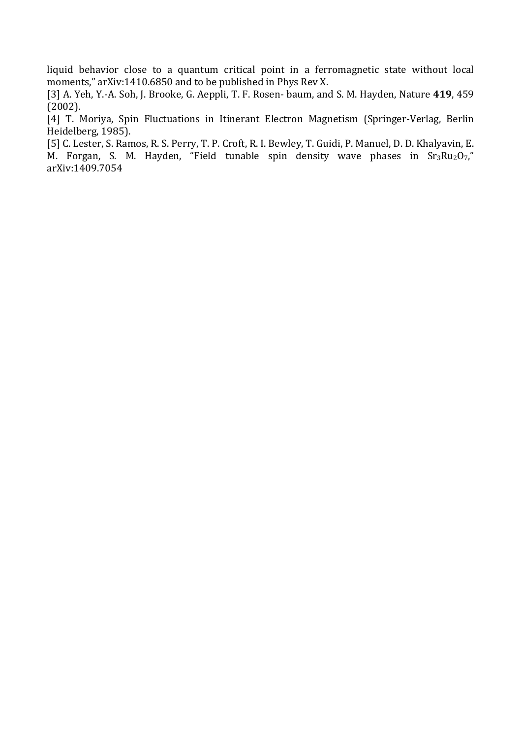liquid behavior close to a quantum critical point in a ferromagnetic state without local moments," arXiv:1410.6850 and to be published in Phys Rev X.

[3] A. Yeh, Y.-A. Soh, J. Brooke, G. Aeppli, T. F. Rosen- baum, and S. M. Hayden, Nature **419**, 459 (2002).

[4] T. Moriya, Spin Fluctuations in Itinerant Electron Magnetism (Springer-Verlag, Berlin Heidelberg, 1985).

[5] C. Lester, S. Ramos, R. S. Perry, T. P. Croft, R. I. Bewley, T. Guidi, P. Manuel, D. D. Khalyavin, E. M. Forgan, S. M. Hayden, "Field tunable spin density wave phases in $Sr_3Ru_2O_7$," arXiv:1409.7054